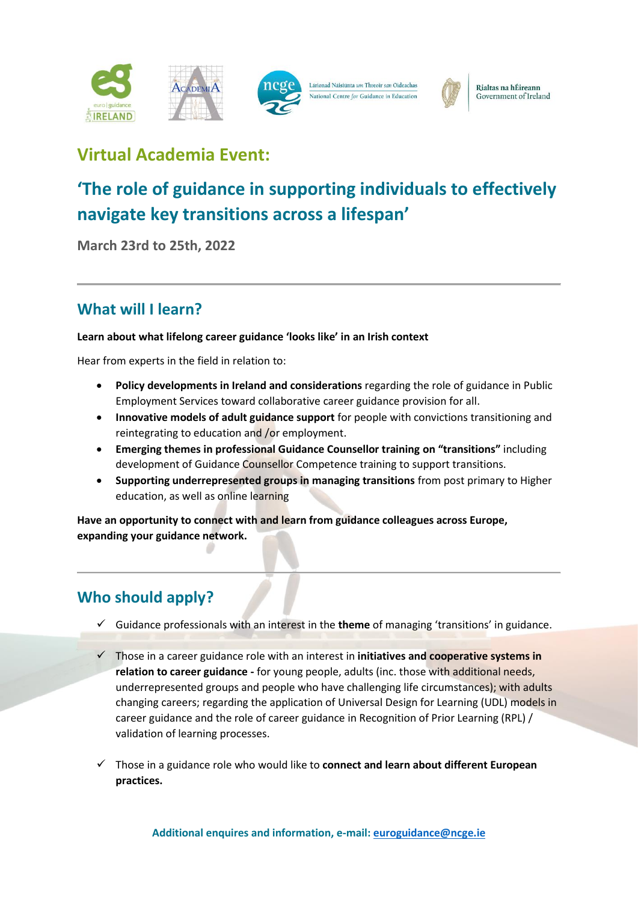# Virtual Academia Event:

## 'The role of guidance in supporting individuals to effectively navigate key transitions across a lifespan'

**March 23rd to 25th, 2022**

---

## What will I learn?

**Learn about what lifelong career guidance 'looks like' in an Irish context**

Hear from experts in the field in relation to:

- **Policy developments in Ireland and considerations** regarding the role of guidance in Public Employment Services toward collaborative career guidance provision for all.
- **Innovative models of adult guidance support** for people with convictions transitioning and reintegrating to education and /or employment.
- **Emerging themes in professional Guidance Counsellor training on "transitions"** including development of Guidance Counsellor Competence training to support transitions.
- **Supporting underrepresented groups in managing transitions** from post primary to Higher education, as well as online learning

**Have an opportunity to connect with and learn from guidance colleagues across Europe, expanding your guidance network.**

---

## Who should apply?

- ✓ Guidance professionals with an interest in the **theme** of managing 'transitions' in guidance.
- ✓ Those in a career guidance role with an interest in **initiatives and cooperative systems in relation to career guidance -** for young people, adults (inc. those with additional needs, underrepresented groups and people who have challenging life circumstances); with adults changing careers; regarding the application of Universal Design for Learning (UDL) models in career guidance and the role of career guidance in Recognition of Prior Learning (RPL) / validation of learning processes.
- ✓ Those in a guidance role who would like to **connect and learn about different European practices.**

**Additional enquires and information, e-mail: euroguidance@ncge.ie**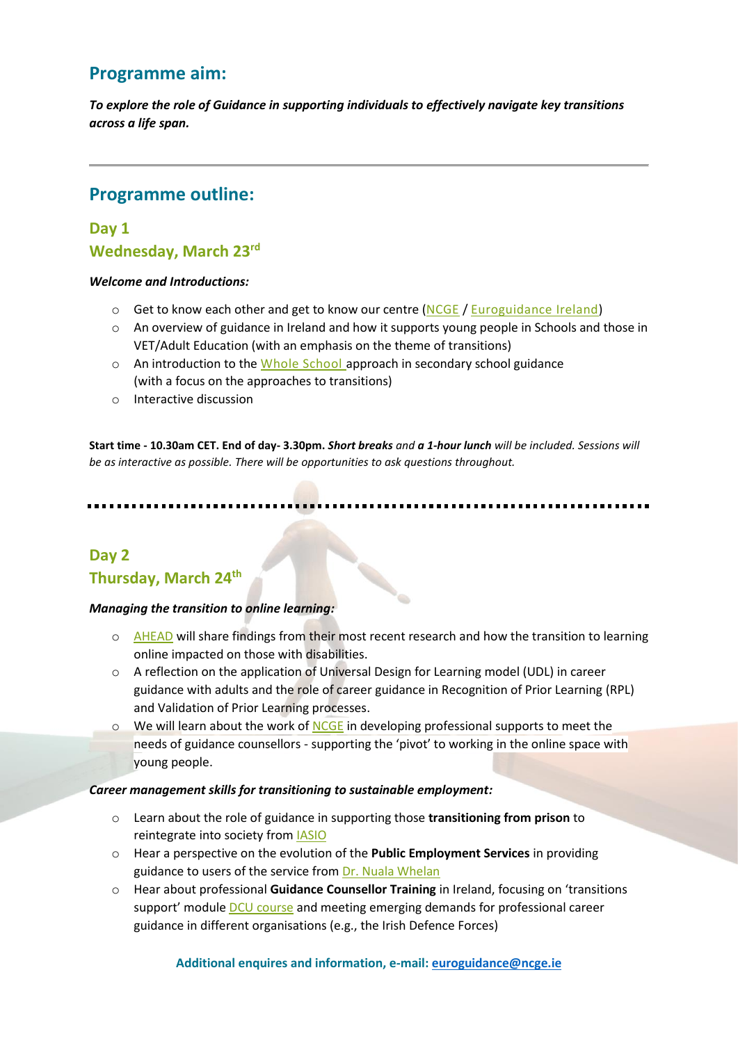## Programme aim:

***To explore the role of Guidance in supporting individuals to effectively navigate key transitions across a life span.***

---

## Programme outline:

### Day 1
### Wednesday, March 23rd

***Welcome and Introductions:***

- Get to know each other and get to know our centre (NCGE / Euroguidance Ireland)
- An overview of guidance in Ireland and how it supports young people in Schools and those in VET/Adult Education (with an emphasis on the theme of transitions)
- An introduction to the Whole School approach in secondary school guidance (with a focus on the approaches to transitions)
- Interactive discussion

**Start time - 10.30am CET. End of day- 3.30pm.** ***Short breaks*** *and* ***a 1-hour lunch*** *will be included. Sessions will be as interactive as possible. There will be opportunities to ask questions throughout.*

---

### Day 2
### Thursday, March 24th

***Managing the transition to online learning:***

- AHEAD will share findings from their most recent research and how the transition to learning online impacted on those with disabilities.
- A reflection on the application of Universal Design for Learning model (UDL) in career guidance with adults and the role of career guidance in Recognition of Prior Learning (RPL) and Validation of Prior Learning processes.
- We will learn about the work of NCGE in developing professional supports to meet the needs of guidance counsellors - supporting the 'pivot' to working in the online space with young people.

***Career management skills for transitioning to sustainable employment:***

- Learn about the role of guidance in supporting those **transitioning from prison** to reintegrate into society from IASIO
- Hear a perspective on the evolution of the **Public Employment Services** in providing guidance to users of the service from Dr. Nuala Whelan
- Hear about professional **Guidance Counsellor Training** in Ireland, focusing on 'transitions support' module DCU course and meeting emerging demands for professional career guidance in different organisations (e.g., the Irish Defence Forces)

**Additional enquires and information, e-mail: euroguidance@ncge.ie**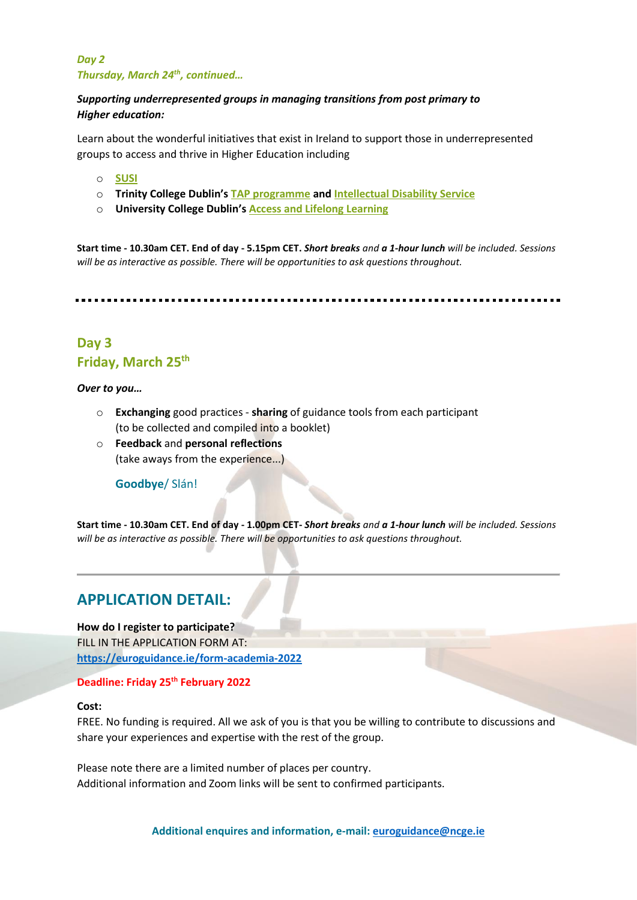***Day 2***
***Thursday, March 24th, continued…***

***Supporting underrepresented groups in managing transitions from post primary to Higher education:***

Learn about the wonderful initiatives that exist in Ireland to support those in underrepresented groups to access and thrive in Higher Education including

- SUSI
- **Trinity College Dublin's** TAP programme **and** Intellectual Disability Service
- **University College Dublin's** Access and Lifelong Learning

**Start time - 10.30am CET. End of day - 5.15pm CET.** ***Short breaks*** *and* ***a 1-hour lunch*** *will be included. Sessions will be as interactive as possible. There will be opportunities to ask questions throughout.*

---

## Day 3
## Friday, March 25th

***Over to you…***

- **Exchanging** good practices - **sharing** of guidance tools from each participant (to be collected and compiled into a booklet)
- **Feedback** and **personal reflections** (take aways from the experience...)

**Goodbye**/ Slán!

**Start time - 10.30am CET. End of day - 1.00pm CET-** ***Short breaks*** *and* ***a 1-hour lunch*** *will be included. Sessions will be as interactive as possible. There will be opportunities to ask questions throughout.*

---

## APPLICATION DETAIL:

**How do I register to participate?**
FILL IN THE APPLICATION FORM AT:
**https://euroguidance.ie/form-academia-2022**

**Deadline: Friday 25th February 2022**

**Cost:**
FREE. No funding is required. All we ask of you is that you be willing to contribute to discussions and share your experiences and expertise with the rest of the group.

Please note there are a limited number of places per country.
Additional information and Zoom links will be sent to confirmed participants.

**Additional enquires and information, e-mail: euroguidance@ncge.ie**